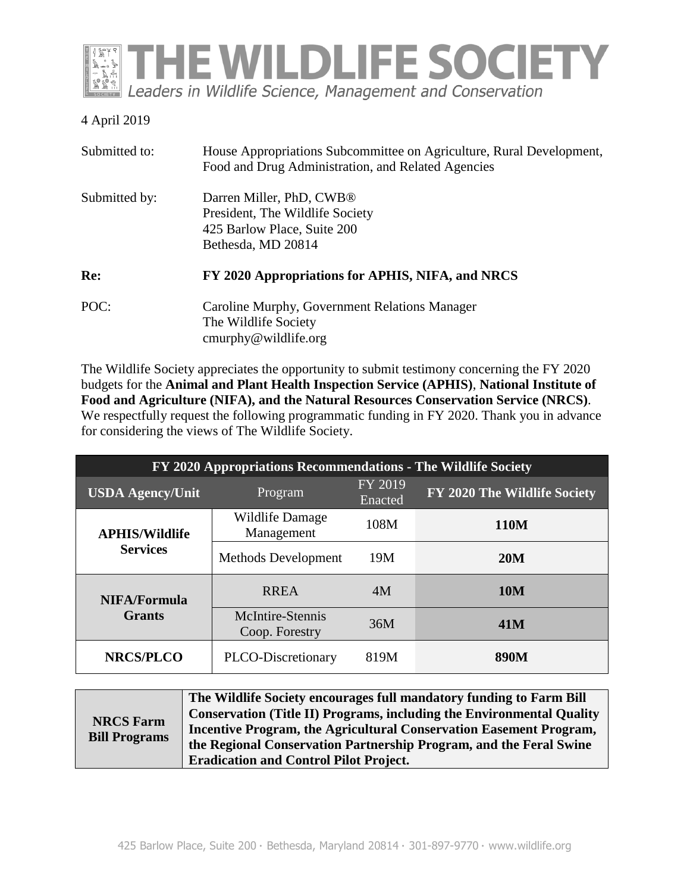# THE WILDLIFE SOCIETY

*Leaders in Wildlife Science, Management and Conservation*

4 April 2019

| | |
|---|---|
| Submitted to: | House Appropriations Subcommittee on Agriculture, Rural Development, Food and Drug Administration, and Related Agencies |
| Submitted by: | Darren Miller, PhD, CWB®<br>President, The Wildlife Society<br>425 Barlow Place, Suite 200<br>Bethesda, MD 20814 |
| **Re:** | **FY 2020 Appropriations for APHIS, NIFA, and NRCS** |
| POC: | Caroline Murphy, Government Relations Manager<br>The Wildlife Society<br>cmurphy@wildlife.org |

The Wildlife Society appreciates the opportunity to submit testimony concerning the FY 2020 budgets for the **Animal and Plant Health Inspection Service (APHIS)**, **National Institute of Food and Agriculture (NIFA), and the Natural Resources Conservation Service (NRCS)**. We respectfully request the following programmatic funding in FY 2020. Thank you in advance for considering the views of The Wildlife Society.

| FY 2020 Appropriations Recommendations - The Wildlife Society | | | |
|---|---|---|---|
| **USDA Agency/Unit** | Program | FY 2019 Enacted | **FY 2020 The Wildlife Society** |
| **APHIS/Wildlife Services** | Wildlife Damage Management | 108M | **110M** |
| | Methods Development | 19M | **20M** |
| **NIFA/Formula Grants** | RREA | 4M | **10M** |
| | McIntire-Stennis Coop. Forestry | 36M | **41M** |
| **NRCS/PLCO** | PLCO-Discretionary | 819M | **890M** |

| | |
|---|---|
| **NRCS Farm Bill Programs** | **The Wildlife Society encourages full mandatory funding to Farm Bill Conservation (Title II) Programs, including the Environmental Quality Incentive Program, the Agricultural Conservation Easement Program, the Regional Conservation Partnership Program, and the Feral Swine Eradication and Control Pilot Project.** |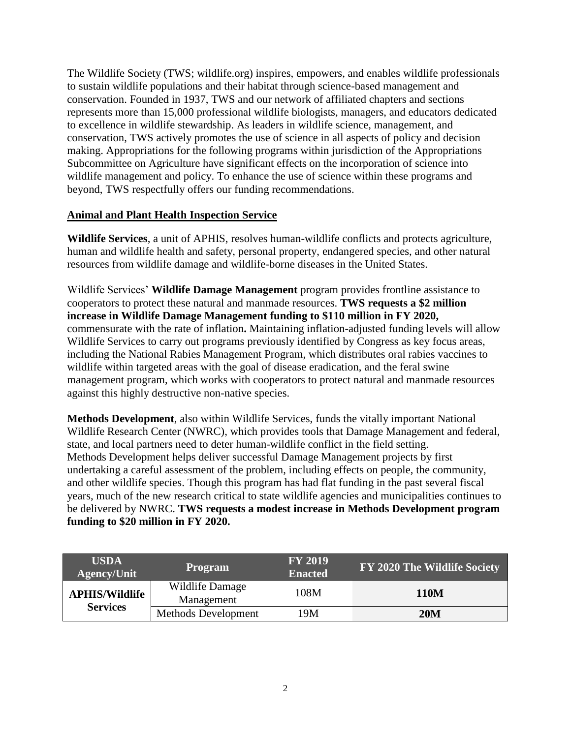The Wildlife Society (TWS; wildlife.org) inspires, empowers, and enables wildlife professionals to sustain wildlife populations and their habitat through science-based management and conservation. Founded in 1937, TWS and our network of affiliated chapters and sections represents more than 15,000 professional wildlife biologists, managers, and educators dedicated to excellence in wildlife stewardship. As leaders in wildlife science, management, and conservation, TWS actively promotes the use of science in all aspects of policy and decision making. Appropriations for the following programs within jurisdiction of the Appropriations Subcommittee on Agriculture have significant effects on the incorporation of science into wildlife management and policy. To enhance the use of science within these programs and beyond, TWS respectfully offers our funding recommendations.

## Animal and Plant Health Inspection Service

**Wildlife Services**, a unit of APHIS, resolves human-wildlife conflicts and protects agriculture, human and wildlife health and safety, personal property, endangered species, and other natural resources from wildlife damage and wildlife-borne diseases in the United States.

Wildlife Services' **Wildlife Damage Management** program provides frontline assistance to cooperators to protect these natural and manmade resources. **TWS requests a $2 million increase in Wildlife Damage Management funding to $110 million in FY 2020,** commensurate with the rate of inflation**.** Maintaining inflation-adjusted funding levels will allow Wildlife Services to carry out programs previously identified by Congress as key focus areas, including the National Rabies Management Program, which distributes oral rabies vaccines to wildlife within targeted areas with the goal of disease eradication, and the feral swine management program, which works with cooperators to protect natural and manmade resources against this highly destructive non-native species.

**Methods Development**, also within Wildlife Services, funds the vitally important National Wildlife Research Center (NWRC), which provides tools that Damage Management and federal, state, and local partners need to deter human-wildlife conflict in the field setting. Methods Development helps deliver successful Damage Management projects by first undertaking a careful assessment of the problem, including effects on people, the community, and other wildlife species. Though this program has had flat funding in the past several fiscal years, much of the new research critical to state wildlife agencies and municipalities continues to be delivered by NWRC. **TWS requests a modest increase in Methods Development program funding to $20 million in FY 2020.**

| USDA Agency/Unit | Program | FY 2019 Enacted | FY 2020 The Wildlife Society |
|---|---|---|---|
| **APHIS/Wildlife Services** | Wildlife Damage Management | 108M | **110M** |
| | Methods Development | 19M | **20M** |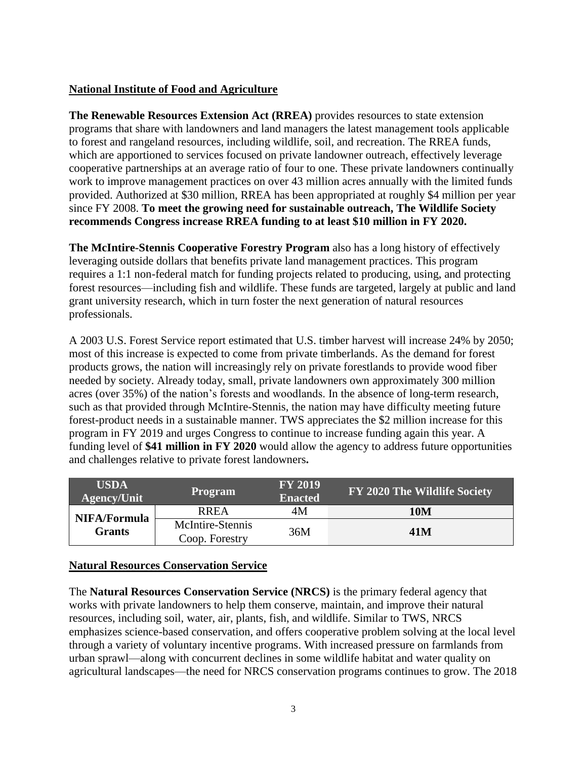**National Institute of Food and Agriculture**

**The Renewable Resources Extension Act (RREA)** provides resources to state extension programs that share with landowners and land managers the latest management tools applicable to forest and rangeland resources, including wildlife, soil, and recreation. The RREA funds, which are apportioned to services focused on private landowner outreach, effectively leverage cooperative partnerships at an average ratio of four to one. These private landowners continually work to improve management practices on over 43 million acres annually with the limited funds provided. Authorized at $30 million, RREA has been appropriated at roughly $4 million per year since FY 2008. **To meet the growing need for sustainable outreach, The Wildlife Society recommends Congress increase RREA funding to at least $10 million in FY 2020.**

**The McIntire-Stennis Cooperative Forestry Program** also has a long history of effectively leveraging outside dollars that benefits private land management practices. This program requires a 1:1 non-federal match for funding projects related to producing, using, and protecting forest resources—including fish and wildlife. These funds are targeted, largely at public and land grant university research, which in turn foster the next generation of natural resources professionals.

A 2003 U.S. Forest Service report estimated that U.S. timber harvest will increase 24% by 2050; most of this increase is expected to come from private timberlands. As the demand for forest products grows, the nation will increasingly rely on private forestlands to provide wood fiber needed by society. Already today, small, private landowners own approximately 300 million acres (over 35%) of the nation's forests and woodlands. In the absence of long-term research, such as that provided through McIntire-Stennis, the nation may have difficulty meeting future forest-product needs in a sustainable manner. TWS appreciates the $2 million increase for this program in FY 2019 and urges Congress to continue to increase funding again this year. A funding level of **$41 million in FY 2020** would allow the agency to address future opportunities and challenges relative to private forest landowners**.**

| USDA Agency/Unit | Program | FY 2019 Enacted | FY 2020 The Wildlife Society |
|---|---|---|---|
| NIFA/Formula Grants | RREA | 4M | **10M** |
| | McIntire-Stennis Coop. Forestry | 36M | **41M** |

**Natural Resources Conservation Service**

The **Natural Resources Conservation Service (NRCS)** is the primary federal agency that works with private landowners to help them conserve, maintain, and improve their natural resources, including soil, water, air, plants, fish, and wildlife. Similar to TWS, NRCS emphasizes science-based conservation, and offers cooperative problem solving at the local level through a variety of voluntary incentive programs. With increased pressure on farmlands from urban sprawl—along with concurrent declines in some wildlife habitat and water quality on agricultural landscapes—the need for NRCS conservation programs continues to grow. The 2018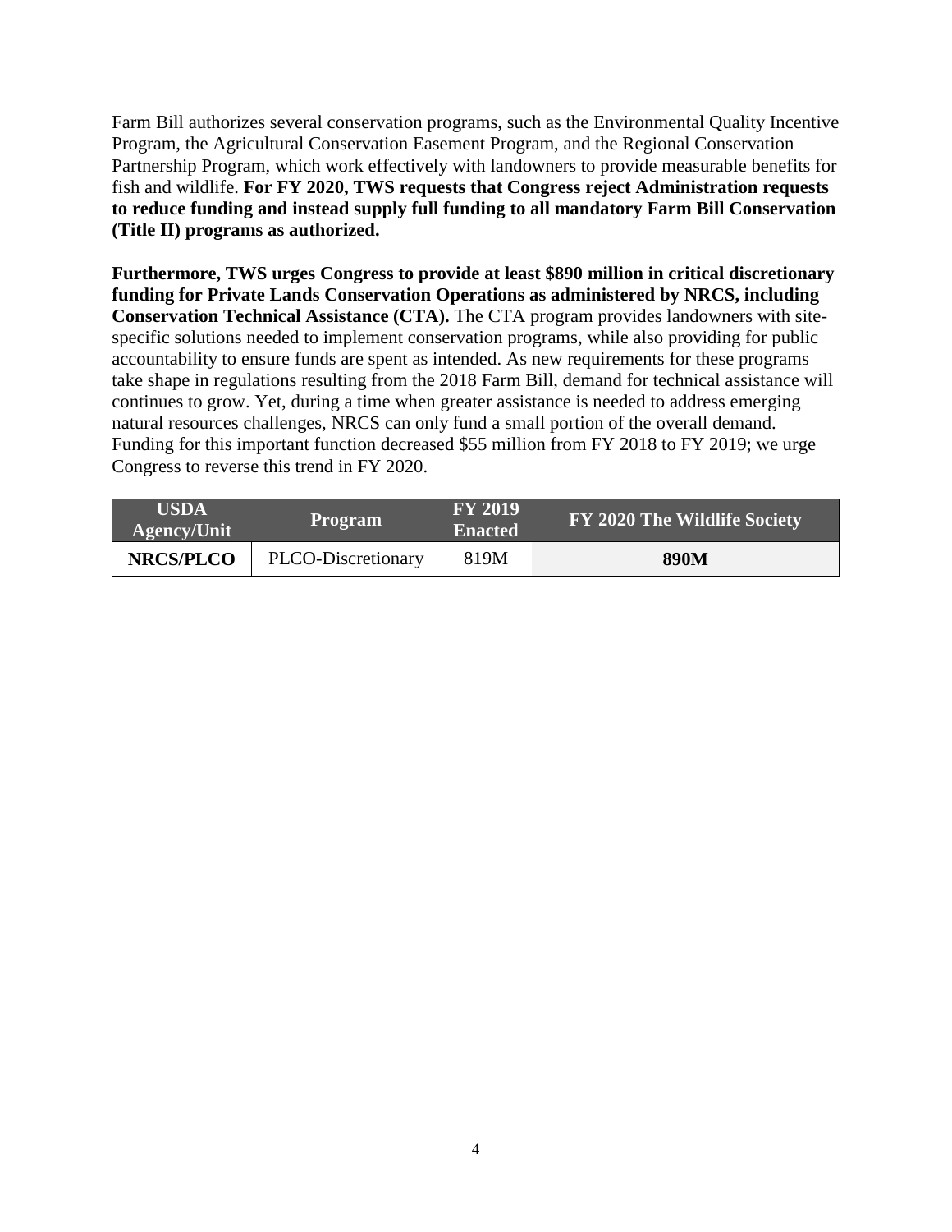Farm Bill authorizes several conservation programs, such as the Environmental Quality Incentive Program, the Agricultural Conservation Easement Program, and the Regional Conservation Partnership Program, which work effectively with landowners to provide measurable benefits for fish and wildlife. **For FY 2020, TWS requests that Congress reject Administration requests to reduce funding and instead supply full funding to all mandatory Farm Bill Conservation (Title II) programs as authorized.**

**Furthermore, TWS urges Congress to provide at least $890 million in critical discretionary funding for Private Lands Conservation Operations as administered by NRCS, including Conservation Technical Assistance (CTA).** The CTA program provides landowners with site-specific solutions needed to implement conservation programs, while also providing for public accountability to ensure funds are spent as intended. As new requirements for these programs take shape in regulations resulting from the 2018 Farm Bill, demand for technical assistance will continues to grow. Yet, during a time when greater assistance is needed to address emerging natural resources challenges, NRCS can only fund a small portion of the overall demand. Funding for this important function decreased $55 million from FY 2018 to FY 2019; we urge Congress to reverse this trend in FY 2020.

| USDA Agency/Unit | Program | FY 2019 Enacted | FY 2020 The Wildlife Society |
|---|---|---|---|
| **NRCS/PLCO** | PLCO-Discretionary | 819M | **890M** |